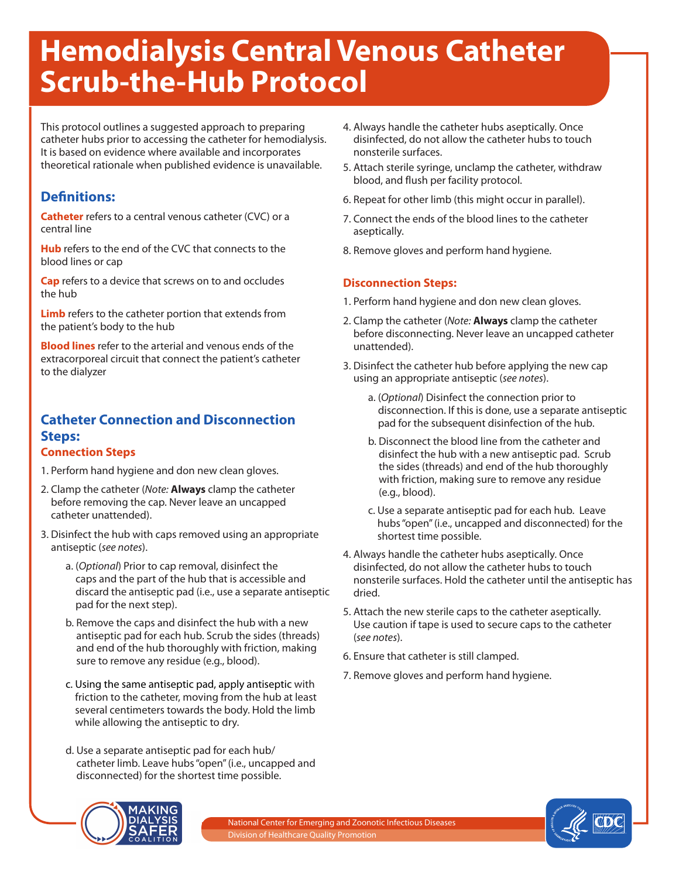# Hemodialysis Central Venous Catheter Scrub-the-Hub Protocol

This protocol outlines a suggested approach to preparing catheter hubs prior to accessing the catheter for hemodialysis. It is based on evidence where available and incorporates theoretical rationale when published evidence is unavailable.

## Definitions:

**Catheter** refers to a central venous catheter (CVC) or a central line

**Hub** refers to the end of the CVC that connects to the blood lines or cap

**Cap** refers to a device that screws on to and occludes the hub

**Limb** refers to the catheter portion that extends from the patient's body to the hub

**Blood lines** refer to the arterial and venous ends of the extracorporeal circuit that connect the patient's catheter to the dialyzer

## Catheter Connection and Disconnection Steps:

### Connection Steps

1. Perform hand hygiene and don new clean gloves.
2. Clamp the catheter (*Note:* **Always** clamp the catheter before removing the cap. Never leave an uncapped catheter unattended).
3. Disinfect the hub with caps removed using an appropriate antiseptic (*see notes*).
   a. (*Optional*) Prior to cap removal, disinfect the caps and the part of the hub that is accessible and discard the antiseptic pad (i.e., use a separate antiseptic pad for the next step).
   b. Remove the caps and disinfect the hub with a new antiseptic pad for each hub. Scrub the sides (threads) and end of the hub thoroughly with friction, making sure to remove any residue (e.g., blood).
   c. Using the same antiseptic pad, apply antiseptic with friction to the catheter, moving from the hub at least several centimeters towards the body. Hold the limb while allowing the antiseptic to dry.
   d. Use a separate antiseptic pad for each hub/catheter limb. Leave hubs "open" (i.e., uncapped and disconnected) for the shortest time possible.
4. Always handle the catheter hubs aseptically. Once disinfected, do not allow the catheter hubs to touch nonsterile surfaces.
5. Attach sterile syringe, unclamp the catheter, withdraw blood, and flush per facility protocol.
6. Repeat for other limb (this might occur in parallel).
7. Connect the ends of the blood lines to the catheter aseptically.
8. Remove gloves and perform hand hygiene.

### Disconnection Steps:

1. Perform hand hygiene and don new clean gloves.
2. Clamp the catheter (*Note:* **Always** clamp the catheter before disconnecting. Never leave an uncapped catheter unattended).
3. Disinfect the catheter hub before applying the new cap using an appropriate antiseptic (*see notes*).
   a. (*Optional*) Disinfect the connection prior to disconnection. If this is done, use a separate antiseptic pad for the subsequent disinfection of the hub.
   b. Disconnect the blood line from the catheter and disinfect the hub with a new antiseptic pad. Scrub the sides (threads) and end of the hub thoroughly with friction, making sure to remove any residue (e.g., blood).
   c. Use a separate antiseptic pad for each hub. Leave hubs "open" (i.e., uncapped and disconnected) for the shortest time possible.
4. Always handle the catheter hubs aseptically. Once disinfected, do not allow the catheter hubs to touch nonsterile surfaces. Hold the catheter until the antiseptic has dried.
5. Attach the new sterile caps to the catheter aseptically. Use caution if tape is used to secure caps to the catheter (*see notes*).
6. Ensure that catheter is still clamped.
7. Remove gloves and perform hand hygiene.

National Center for Emerging and Zoonotic Infectious Diseases
Division of Healthcare Quality Promotion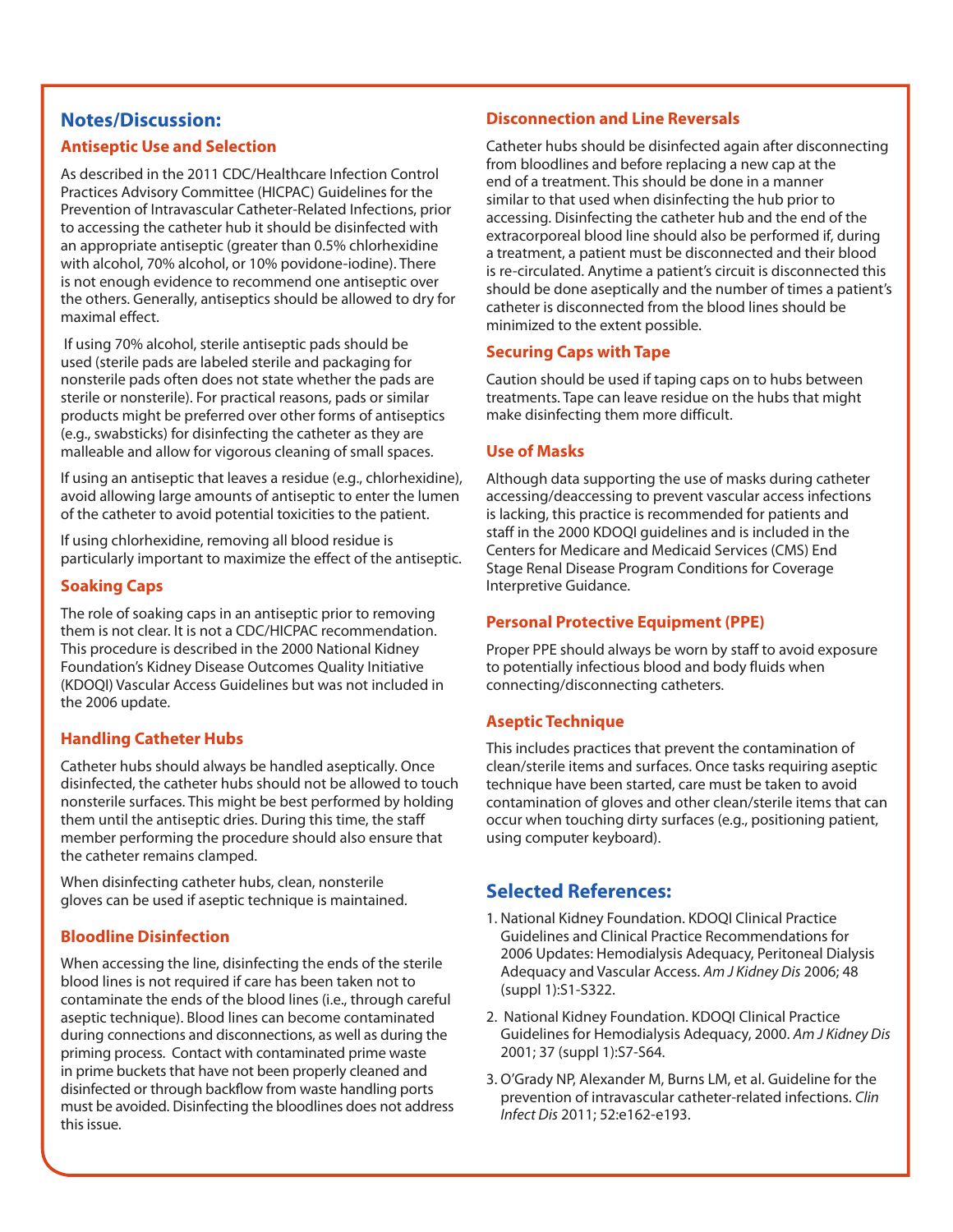## Notes/Discussion:

### Antiseptic Use and Selection

As described in the 2011 CDC/Healthcare Infection Control Practices Advisory Committee (HICPAC) Guidelines for the Prevention of Intravascular Catheter-Related Infections, prior to accessing the catheter hub it should be disinfected with an appropriate antiseptic (greater than 0.5% chlorhexidine with alcohol, 70% alcohol, or 10% povidone-iodine). There is not enough evidence to recommend one antiseptic over the others. Generally, antiseptics should be allowed to dry for maximal effect.

If using 70% alcohol, sterile antiseptic pads should be used (sterile pads are labeled sterile and packaging for nonsterile pads often does not state whether the pads are sterile or nonsterile). For practical reasons, pads or similar products might be preferred over other forms of antiseptics (e.g., swabsticks) for disinfecting the catheter as they are malleable and allow for vigorous cleaning of small spaces.

If using an antiseptic that leaves a residue (e.g., chlorhexidine), avoid allowing large amounts of antiseptic to enter the lumen of the catheter to avoid potential toxicities to the patient.

If using chlorhexidine, removing all blood residue is particularly important to maximize the effect of the antiseptic.

### Soaking Caps

The role of soaking caps in an antiseptic prior to removing them is not clear. It is not a CDC/HICPAC recommendation. This procedure is described in the 2000 National Kidney Foundation's Kidney Disease Outcomes Quality Initiative (KDOQI) Vascular Access Guidelines but was not included in the 2006 update.

### Handling Catheter Hubs

Catheter hubs should always be handled aseptically. Once disinfected, the catheter hubs should not be allowed to touch nonsterile surfaces. This might be best performed by holding them until the antiseptic dries. During this time, the staff member performing the procedure should also ensure that the catheter remains clamped.

When disinfecting catheter hubs, clean, nonsterile gloves can be used if aseptic technique is maintained.

### Bloodline Disinfection

When accessing the line, disinfecting the ends of the sterile blood lines is not required if care has been taken not to contaminate the ends of the blood lines (i.e., through careful aseptic technique). Blood lines can become contaminated during connections and disconnections, as well as during the priming process. Contact with contaminated prime waste in prime buckets that have not been properly cleaned and disinfected or through backflow from waste handling ports must be avoided. Disinfecting the bloodlines does not address this issue.

### Disconnection and Line Reversals

Catheter hubs should be disinfected again after disconnecting from bloodlines and before replacing a new cap at the end of a treatment. This should be done in a manner similar to that used when disinfecting the hub prior to accessing. Disinfecting the catheter hub and the end of the extracorporeal blood line should also be performed if, during a treatment, a patient must be disconnected and their blood is re-circulated. Anytime a patient's circuit is disconnected this should be done aseptically and the number of times a patient's catheter is disconnected from the blood lines should be minimized to the extent possible.

### Securing Caps with Tape

Caution should be used if taping caps on to hubs between treatments. Tape can leave residue on the hubs that might make disinfecting them more difficult.

### Use of Masks

Although data supporting the use of masks during catheter accessing/deaccessing to prevent vascular access infections is lacking, this practice is recommended for patients and staff in the 2000 KDOQI guidelines and is included in the Centers for Medicare and Medicaid Services (CMS) End Stage Renal Disease Program Conditions for Coverage Interpretive Guidance.

### Personal Protective Equipment (PPE)

Proper PPE should always be worn by staff to avoid exposure to potentially infectious blood and body fluids when connecting/disconnecting catheters.

### Aseptic Technique

This includes practices that prevent the contamination of clean/sterile items and surfaces. Once tasks requiring aseptic technique have been started, care must be taken to avoid contamination of gloves and other clean/sterile items that can occur when touching dirty surfaces (e.g., positioning patient, using computer keyboard).

## Selected References:

1. National Kidney Foundation. KDOQI Clinical Practice Guidelines and Clinical Practice Recommendations for 2006 Updates: Hemodialysis Adequacy, Peritoneal Dialysis Adequacy and Vascular Access. *Am J Kidney Dis* 2006; 48 (suppl 1):S1-S322.
2. National Kidney Foundation. KDOQI Clinical Practice Guidelines for Hemodialysis Adequacy, 2000. *Am J Kidney Dis* 2001; 37 (suppl 1):S7-S64.
3. O'Grady NP, Alexander M, Burns LM, et al. Guideline for the prevention of intravascular catheter-related infections. *Clin Infect Dis* 2011; 52:e162-e193.